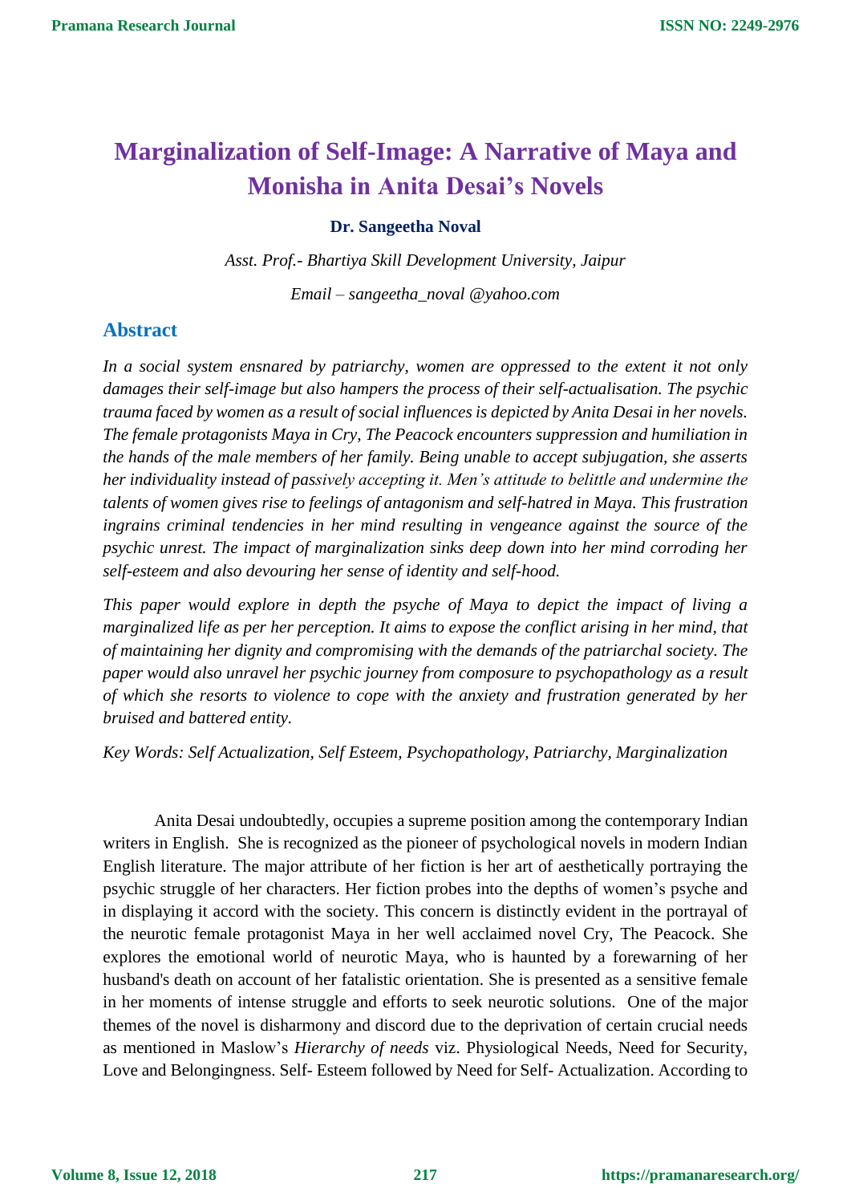# Marginalization of Self-Image: A Narrative of Maya and Monisha in Anita Desai's Novels

**Dr. Sangeetha Noval**

*Asst. Prof.- Bhartiya Skill Development University, Jaipur*

*Email – sangeetha_noval @yahoo.com*

## Abstract

*In a social system ensnared by patriarchy, women are oppressed to the extent it not only damages their self-image but also hampers the process of their self-actualisation. The psychic trauma faced by women as a result of social influences is depicted by Anita Desai in her novels. The female protagonists Maya in Cry, The Peacock encounters suppression and humiliation in the hands of the male members of her family. Being unable to accept subjugation, she asserts her individuality instead of passively accepting it. Men's attitude to belittle and undermine the talents of women gives rise to feelings of antagonism and self-hatred in Maya. This frustration ingrains criminal tendencies in her mind resulting in vengeance against the source of the psychic unrest. The impact of marginalization sinks deep down into her mind corroding her self-esteem and also devouring her sense of identity and self-hood.*

*This paper would explore in depth the psyche of Maya to depict the impact of living a marginalized life as per her perception. It aims to expose the conflict arising in her mind, that of maintaining her dignity and compromising with the demands of the patriarchal society. The paper would also unravel her psychic journey from composure to psychopathology as a result of which she resorts to violence to cope with the anxiety and frustration generated by her bruised and battered entity.*

*Key Words: Self Actualization, Self Esteem, Psychopathology, Patriarchy, Marginalization*

Anita Desai undoubtedly, occupies a supreme position among the contemporary Indian writers in English. She is recognized as the pioneer of psychological novels in modern Indian English literature. The major attribute of her fiction is her art of aesthetically portraying the psychic struggle of her characters. Her fiction probes into the depths of women's psyche and in displaying it accord with the society. This concern is distinctly evident in the portrayal of the neurotic female protagonist Maya in her well acclaimed novel Cry, The Peacock. She explores the emotional world of neurotic Maya, who is haunted by a forewarning of her husband's death on account of her fatalistic orientation. She is presented as a sensitive female in her moments of intense struggle and efforts to seek neurotic solutions. One of the major themes of the novel is disharmony and discord due to the deprivation of certain crucial needs as mentioned in Maslow's *Hierarchy of needs* viz. Physiological Needs, Need for Security, Love and Belongingness. Self- Esteem followed by Need for Self- Actualization. According to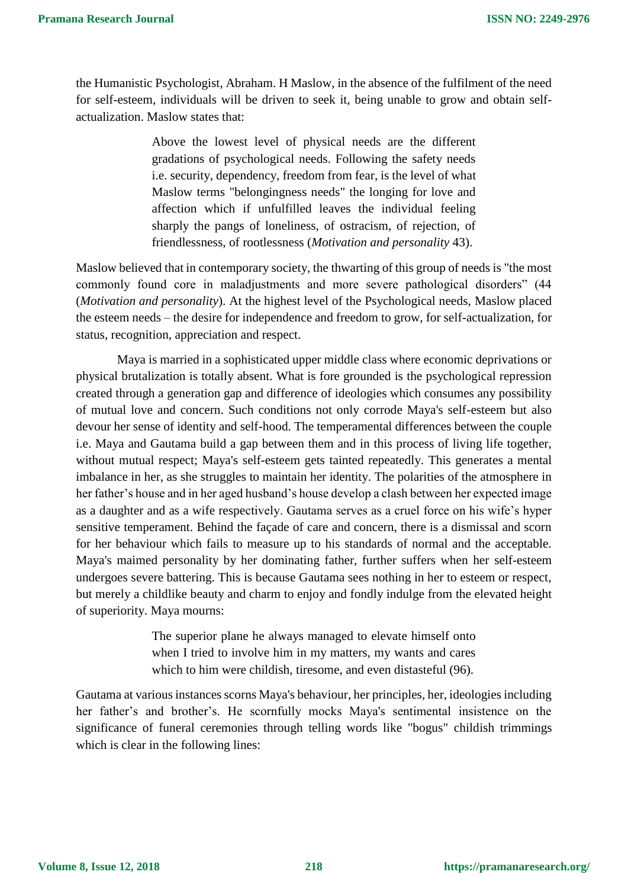the Humanistic Psychologist, Abraham. H Maslow, in the absence of the fulfilment of the need for self-esteem, individuals will be driven to seek it, being unable to grow and obtain self-actualization. Maslow states that:

> Above the lowest level of physical needs are the different gradations of psychological needs. Following the safety needs i.e. security, dependency, freedom from fear, is the level of what Maslow terms "belongingness needs" the longing for love and affection which if unfulfilled leaves the individual feeling sharply the pangs of loneliness, of ostracism, of rejection, of friendlessness, of rootlessness (*Motivation and personality* 43).

Maslow believed that in contemporary society, the thwarting of this group of needs is "the most commonly found core in maladjustments and more severe pathological disorders" (44 (*Motivation and personality*). At the highest level of the Psychological needs, Maslow placed the esteem needs – the desire for independence and freedom to grow, for self-actualization, for status, recognition, appreciation and respect.

Maya is married in a sophisticated upper middle class where economic deprivations or physical brutalization is totally absent. What is fore grounded is the psychological repression created through a generation gap and difference of ideologies which consumes any possibility of mutual love and concern. Such conditions not only corrode Maya's self-esteem but also devour her sense of identity and self-hood. The temperamental differences between the couple i.e. Maya and Gautama build a gap between them and in this process of living life together, without mutual respect; Maya's self-esteem gets tainted repeatedly. This generates a mental imbalance in her, as she struggles to maintain her identity. The polarities of the atmosphere in her father's house and in her aged husband's house develop a clash between her expected image as a daughter and as a wife respectively. Gautama serves as a cruel force on his wife's hyper sensitive temperament. Behind the façade of care and concern, there is a dismissal and scorn for her behaviour which fails to measure up to his standards of normal and the acceptable. Maya's maimed personality by her dominating father, further suffers when her self-esteem undergoes severe battering. This is because Gautama sees nothing in her to esteem or respect, but merely a childlike beauty and charm to enjoy and fondly indulge from the elevated height of superiority. Maya mourns:

> The superior plane he always managed to elevate himself onto when I tried to involve him in my matters, my wants and cares which to him were childish, tiresome, and even distasteful (96).

Gautama at various instances scorns Maya's behaviour, her principles, her, ideologies including her father's and brother's. He scornfully mocks Maya's sentimental insistence on the significance of funeral ceremonies through telling words like "bogus" childish trimmings which is clear in the following lines: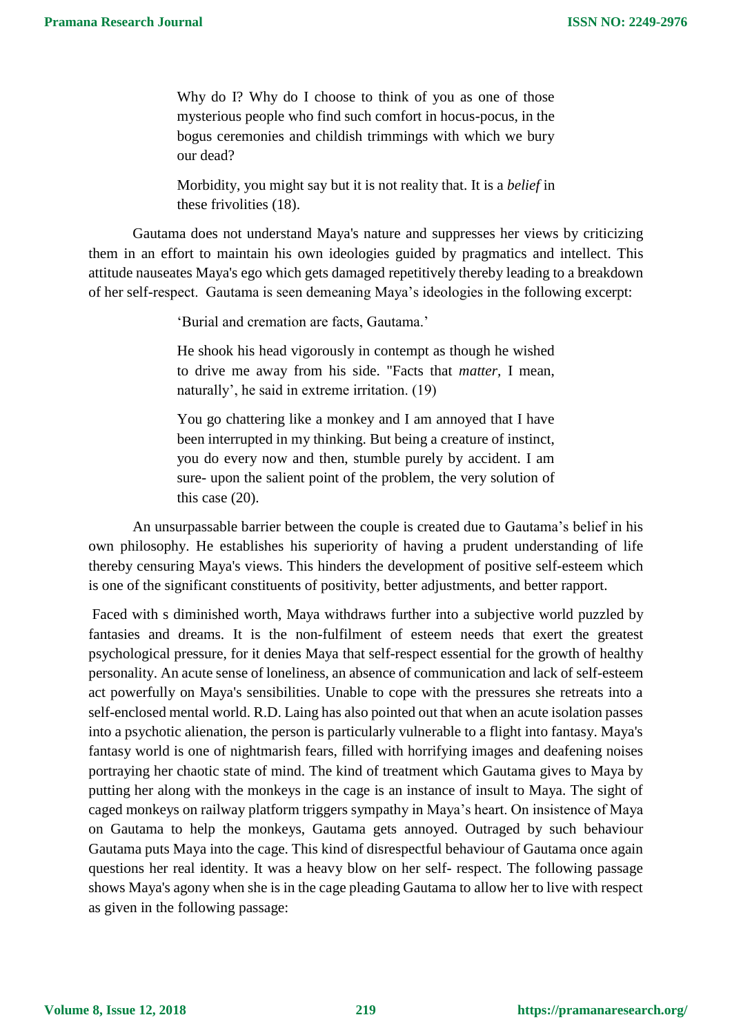> Why do I? Why do I choose to think of you as one of those mysterious people who find such comfort in hocus-pocus, in the bogus ceremonies and childish trimmings with which we bury our dead?
>
> Morbidity, you might say but it is not reality that. It is a *belief* in these frivolities (18).

Gautama does not understand Maya's nature and suppresses her views by criticizing them in an effort to maintain his own ideologies guided by pragmatics and intellect. This attitude nauseates Maya's ego which gets damaged repetitively thereby leading to a breakdown of her self-respect. Gautama is seen demeaning Maya's ideologies in the following excerpt:

> 'Burial and cremation are facts, Gautama.'
>
> He shook his head vigorously in contempt as though he wished to drive me away from his side. "Facts that *matter*, I mean, naturally', he said in extreme irritation. (19)
>
> You go chattering like a monkey and I am annoyed that I have been interrupted in my thinking. But being a creature of instinct, you do every now and then, stumble purely by accident. I am sure- upon the salient point of the problem, the very solution of this case (20).

An unsurpassable barrier between the couple is created due to Gautama's belief in his own philosophy. He establishes his superiority of having a prudent understanding of life thereby censuring Maya's views. This hinders the development of positive self-esteem which is one of the significant constituents of positivity, better adjustments, and better rapport.

Faced with s diminished worth, Maya withdraws further into a subjective world puzzled by fantasies and dreams. It is the non-fulfilment of esteem needs that exert the greatest psychological pressure, for it denies Maya that self-respect essential for the growth of healthy personality. An acute sense of loneliness, an absence of communication and lack of self-esteem act powerfully on Maya's sensibilities. Unable to cope with the pressures she retreats into a self-enclosed mental world. R.D. Laing has also pointed out that when an acute isolation passes into a psychotic alienation, the person is particularly vulnerable to a flight into fantasy. Maya's fantasy world is one of nightmarish fears, filled with horrifying images and deafening noises portraying her chaotic state of mind. The kind of treatment which Gautama gives to Maya by putting her along with the monkeys in the cage is an instance of insult to Maya. The sight of caged monkeys on railway platform triggers sympathy in Maya's heart. On insistence of Maya on Gautama to help the monkeys, Gautama gets annoyed. Outraged by such behaviour Gautama puts Maya into the cage. This kind of disrespectful behaviour of Gautama once again questions her real identity. It was a heavy blow on her self- respect. The following passage shows Maya's agony when she is in the cage pleading Gautama to allow her to live with respect as given in the following passage: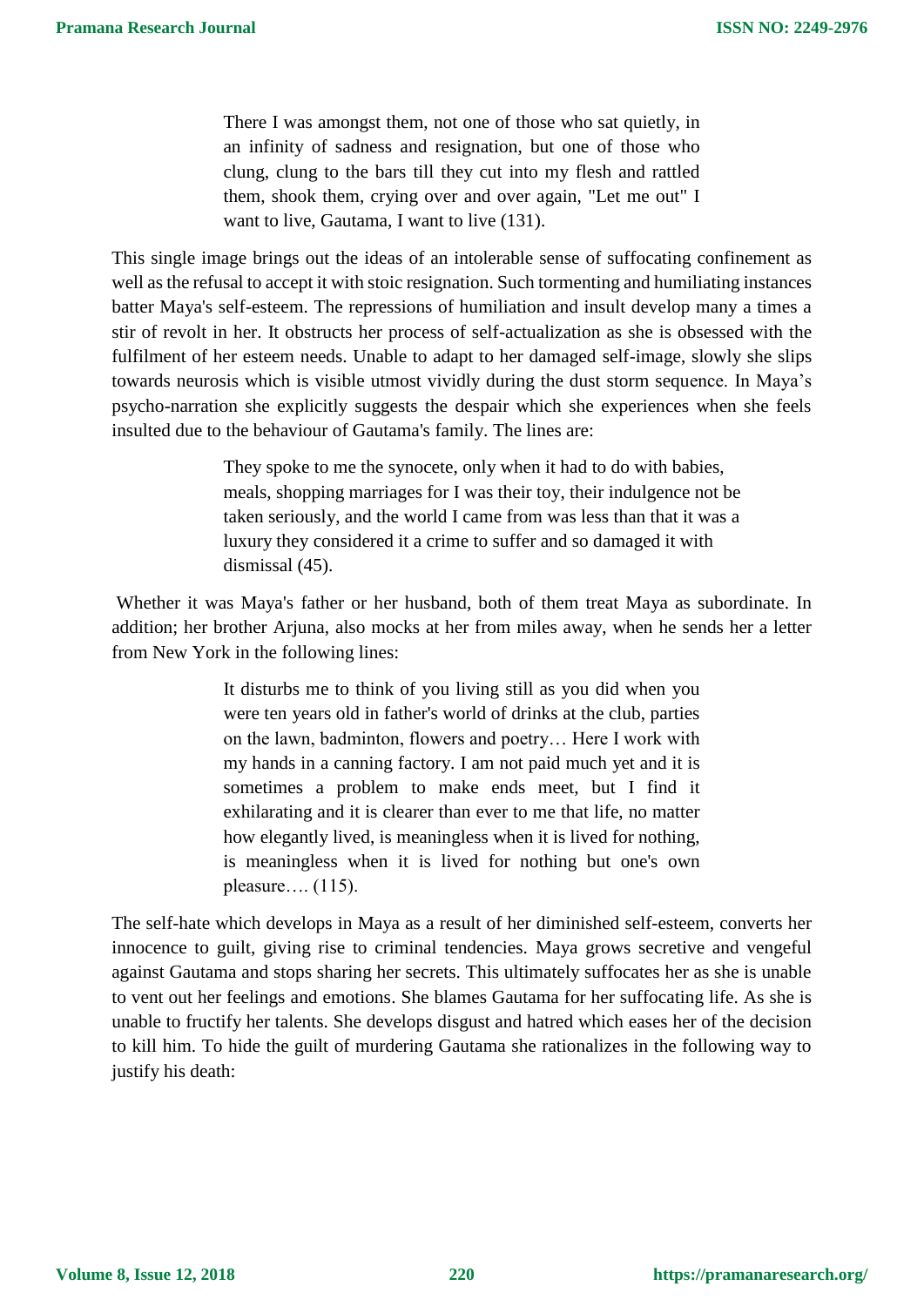> There I was amongst them, not one of those who sat quietly, in an infinity of sadness and resignation, but one of those who clung, clung to the bars till they cut into my flesh and rattled them, shook them, crying over and over again, "Let me out" I want to live, Gautama, I want to live (131).

This single image brings out the ideas of an intolerable sense of suffocating confinement as well as the refusal to accept it with stoic resignation. Such tormenting and humiliating instances batter Maya's self-esteem. The repressions of humiliation and insult develop many a times a stir of revolt in her. It obstructs her process of self-actualization as she is obsessed with the fulfilment of her esteem needs. Unable to adapt to her damaged self-image, slowly she slips towards neurosis which is visible utmost vividly during the dust storm sequence. In Maya's psycho-narration she explicitly suggests the despair which she experiences when she feels insulted due to the behaviour of Gautama's family. The lines are:

> They spoke to me the synocete, only when it had to do with babies, meals, shopping marriages for I was their toy, their indulgence not be taken seriously, and the world I came from was less than that it was a luxury they considered it a crime to suffer and so damaged it with dismissal (45).

Whether it was Maya's father or her husband, both of them treat Maya as subordinate. In addition; her brother Arjuna, also mocks at her from miles away, when he sends her a letter from New York in the following lines:

> It disturbs me to think of you living still as you did when you were ten years old in father's world of drinks at the club, parties on the lawn, badminton, flowers and poetry… Here I work with my hands in a canning factory. I am not paid much yet and it is sometimes a problem to make ends meet, but I find it exhilarating and it is clearer than ever to me that life, no matter how elegantly lived, is meaningless when it is lived for nothing, is meaningless when it is lived for nothing but one's own pleasure…. (115).

The self-hate which develops in Maya as a result of her diminished self-esteem, converts her innocence to guilt, giving rise to criminal tendencies. Maya grows secretive and vengeful against Gautama and stops sharing her secrets. This ultimately suffocates her as she is unable to vent out her feelings and emotions. She blames Gautama for her suffocating life. As she is unable to fructify her talents. She develops disgust and hatred which eases her of the decision to kill him. To hide the guilt of murdering Gautama she rationalizes in the following way to justify his death: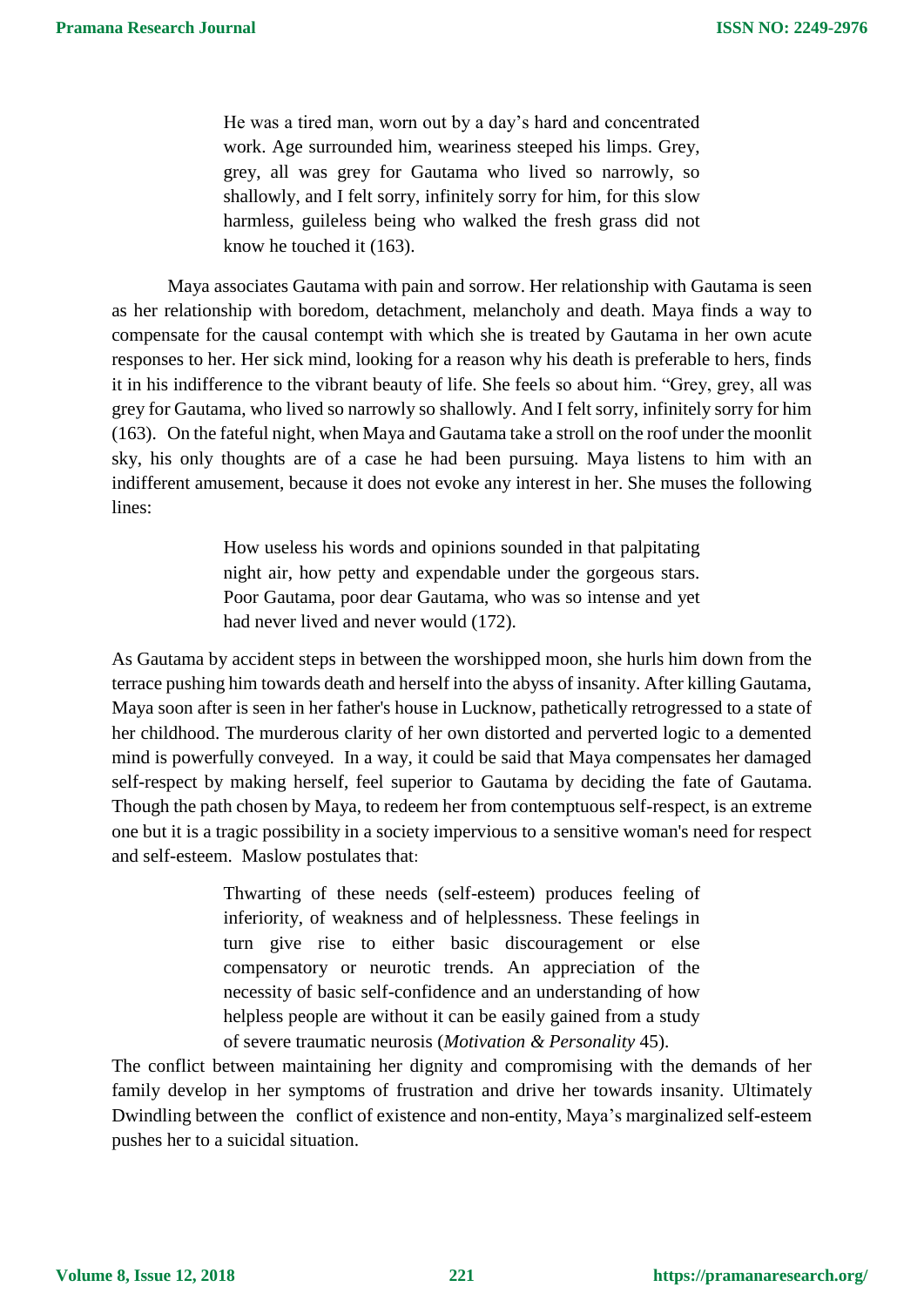> He was a tired man, worn out by a day's hard and concentrated work. Age surrounded him, weariness steeped his limps. Grey, grey, all was grey for Gautama who lived so narrowly, so shallowly, and I felt sorry, infinitely sorry for him, for this slow harmless, guileless being who walked the fresh grass did not know he touched it (163).

Maya associates Gautama with pain and sorrow. Her relationship with Gautama is seen as her relationship with boredom, detachment, melancholy and death. Maya finds a way to compensate for the causal contempt with which she is treated by Gautama in her own acute responses to her. Her sick mind, looking for a reason why his death is preferable to hers, finds it in his indifference to the vibrant beauty of life. She feels so about him. "Grey, grey, all was grey for Gautama, who lived so narrowly so shallowly. And I felt sorry, infinitely sorry for him (163). On the fateful night, when Maya and Gautama take a stroll on the roof under the moonlit sky, his only thoughts are of a case he had been pursuing. Maya listens to him with an indifferent amusement, because it does not evoke any interest in her. She muses the following lines:

> How useless his words and opinions sounded in that palpitating night air, how petty and expendable under the gorgeous stars. Poor Gautama, poor dear Gautama, who was so intense and yet had never lived and never would (172).

As Gautama by accident steps in between the worshipped moon, she hurls him down from the terrace pushing him towards death and herself into the abyss of insanity. After killing Gautama, Maya soon after is seen in her father's house in Lucknow, pathetically retrogressed to a state of her childhood. The murderous clarity of her own distorted and perverted logic to a demented mind is powerfully conveyed. In a way, it could be said that Maya compensates her damaged self-respect by making herself, feel superior to Gautama by deciding the fate of Gautama. Though the path chosen by Maya, to redeem her from contemptuous self-respect, is an extreme one but it is a tragic possibility in a society impervious to a sensitive woman's need for respect and self-esteem. Maslow postulates that:

> Thwarting of these needs (self-esteem) produces feeling of inferiority, of weakness and of helplessness. These feelings in turn give rise to either basic discouragement or else compensatory or neurotic trends. An appreciation of the necessity of basic self-confidence and an understanding of how helpless people are without it can be easily gained from a study of severe traumatic neurosis (*Motivation & Personality* 45).

The conflict between maintaining her dignity and compromising with the demands of her family develop in her symptoms of frustration and drive her towards insanity. Ultimately Dwindling between the conflict of existence and non-entity, Maya's marginalized self-esteem pushes her to a suicidal situation.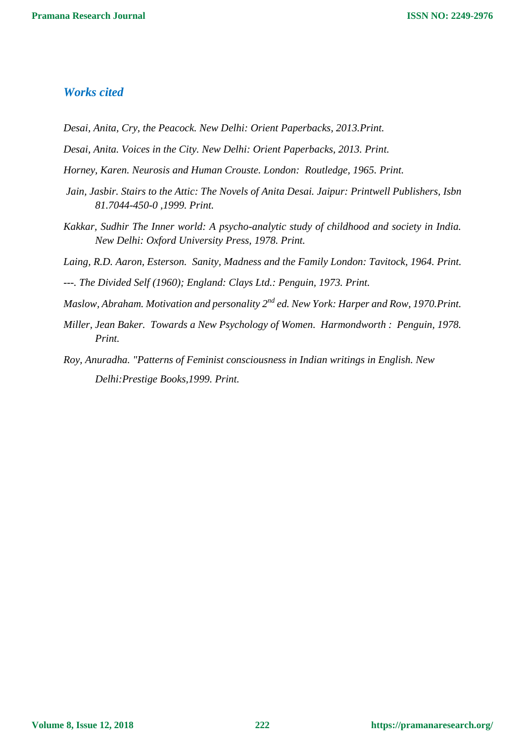## *Works cited*

*Desai, Anita, Cry, the Peacock. New Delhi: Orient Paperbacks, 2013.Print.*

*Desai, Anita. Voices in the City. New Delhi: Orient Paperbacks, 2013. Print.*

*Horney, Karen. Neurosis and Human Crouste. London:  Routledge, 1965. Print.*

*Jain, Jasbir. Stairs to the Attic: The Novels of Anita Desai. Jaipur: Printwell Publishers, Isbn 81.7044-450-0 ,1999. Print.*

*Kakkar, Sudhir The Inner world: A psycho-analytic study of childhood and society in India. New Delhi: Oxford University Press, 1978. Print.*

*Laing, R.D. Aaron, Esterson.  Sanity, Madness and the Family London: Tavitock, 1964. Print.*

*---. The Divided Self (1960); England: Clays Ltd.: Penguin, 1973. Print.*

*Maslow, Abraham. Motivation and personality 2nd ed. New York: Harper and Row, 1970.Print.*

*Miller, Jean Baker.  Towards a New Psychology of Women.  Harmondworth :  Penguin, 1978. Print.*

*Roy, Anuradha. "Patterns of Feminist consciousness in Indian writings in English. New Delhi:Prestige Books,1999. Print.*